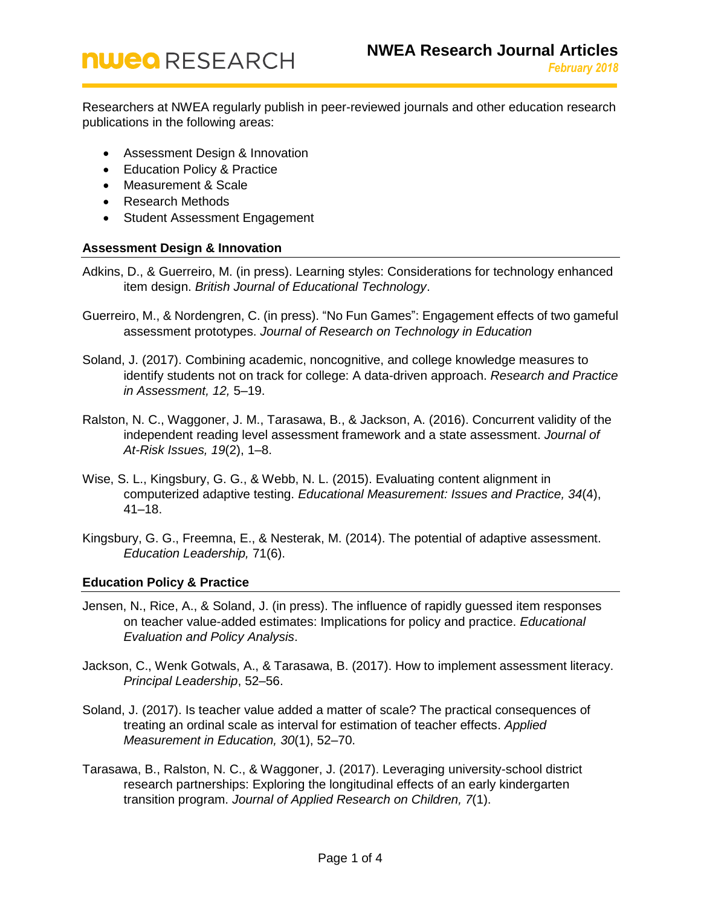# NWEA Research Journal Articles

*February 2018*

Researchers at NWEA regularly publish in peer-reviewed journals and other education research publications in the following areas:

- Assessment Design & Innovation
- Education Policy & Practice
- Measurement & Scale
- Research Methods
- Student Assessment Engagement

## Assessment Design & Innovation

Adkins, D., & Guerreiro, M. (in press). Learning styles: Considerations for technology enhanced item design. *British Journal of Educational Technology*.

Guerreiro, M., & Nordengren, C. (in press). "No Fun Games": Engagement effects of two gameful assessment prototypes. *Journal of Research on Technology in Education*

Soland, J. (2017). Combining academic, noncognitive, and college knowledge measures to identify students not on track for college: A data-driven approach. *Research and Practice in Assessment, 12,* 5–19.

Ralston, N. C., Waggoner, J. M., Tarasawa, B., & Jackson, A. (2016). Concurrent validity of the independent reading level assessment framework and a state assessment. *Journal of At-Risk Issues, 19*(2), 1–8.

Wise, S. L., Kingsbury, G. G., & Webb, N. L. (2015). Evaluating content alignment in computerized adaptive testing. *Educational Measurement: Issues and Practice, 34*(4), 41–18.

Kingsbury, G. G., Freemna, E., & Nesterak, M. (2014). The potential of adaptive assessment. *Education Leadership,* 71(6).

## Education Policy & Practice

Jensen, N., Rice, A., & Soland, J. (in press). The influence of rapidly guessed item responses on teacher value-added estimates: Implications for policy and practice. *Educational Evaluation and Policy Analysis*.

Jackson, C., Wenk Gotwals, A., & Tarasawa, B. (2017). How to implement assessment literacy. *Principal Leadership*, 52–56.

Soland, J. (2017). Is teacher value added a matter of scale? The practical consequences of treating an ordinal scale as interval for estimation of teacher effects. *Applied Measurement in Education, 30*(1), 52–70.

Tarasawa, B., Ralston, N. C., & Waggoner, J. (2017). Leveraging university-school district research partnerships: Exploring the longitudinal effects of an early kindergarten transition program. *Journal of Applied Research on Children, 7*(1).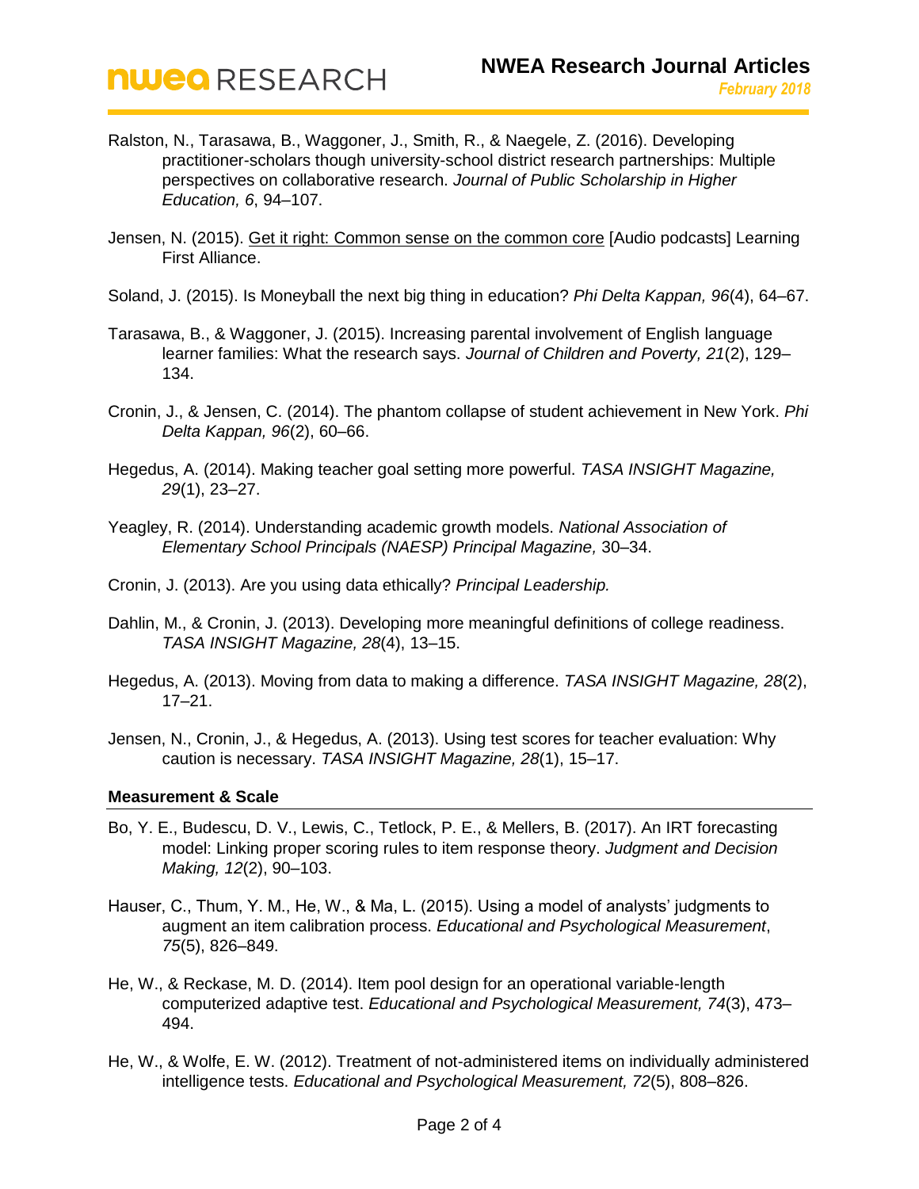Ralston, N., Tarasawa, B., Waggoner, J., Smith, R., & Naegele, Z. (2016). Developing practitioner-scholars though university-school district research partnerships: Multiple perspectives on collaborative research. *Journal of Public Scholarship in Higher Education, 6*, 94–107.

Jensen, N. (2015). Get it right: Common sense on the common core [Audio podcasts] Learning First Alliance.

Soland, J. (2015). Is Moneyball the next big thing in education? *Phi Delta Kappan, 96*(4), 64–67.

Tarasawa, B., & Waggoner, J. (2015). Increasing parental involvement of English language learner families: What the research says. *Journal of Children and Poverty, 21*(2), 129–134.

Cronin, J., & Jensen, C. (2014). The phantom collapse of student achievement in New York. *Phi Delta Kappan, 96*(2), 60–66.

Hegedus, A. (2014). Making teacher goal setting more powerful. *TASA INSIGHT Magazine, 29*(1), 23–27.

Yeagley, R. (2014). Understanding academic growth models. *National Association of Elementary School Principals (NAESP) Principal Magazine,* 30–34.

Cronin, J. (2013). Are you using data ethically? *Principal Leadership.*

Dahlin, M., & Cronin, J. (2013). Developing more meaningful definitions of college readiness. *TASA INSIGHT Magazine, 28*(4), 13–15.

Hegedus, A. (2013). Moving from data to making a difference. *TASA INSIGHT Magazine, 28*(2), 17–21.

Jensen, N., Cronin, J., & Hegedus, A. (2013). Using test scores for teacher evaluation: Why caution is necessary. *TASA INSIGHT Magazine, 28*(1), 15–17.

**Measurement & Scale**

Bo, Y. E., Budescu, D. V., Lewis, C., Tetlock, P. E., & Mellers, B. (2017). An IRT forecasting model: Linking proper scoring rules to item response theory. *Judgment and Decision Making, 12*(2), 90–103.

Hauser, C., Thum, Y. M., He, W., & Ma, L. (2015). Using a model of analysts' judgments to augment an item calibration process. *Educational and Psychological Measurement*, *75*(5), 826–849.

He, W., & Reckase, M. D. (2014). Item pool design for an operational variable-length computerized adaptive test. *Educational and Psychological Measurement, 74*(3), 473–494.

He, W., & Wolfe, E. W. (2012). Treatment of not-administered items on individually administered intelligence tests. *Educational and Psychological Measurement, 72*(5), 808–826.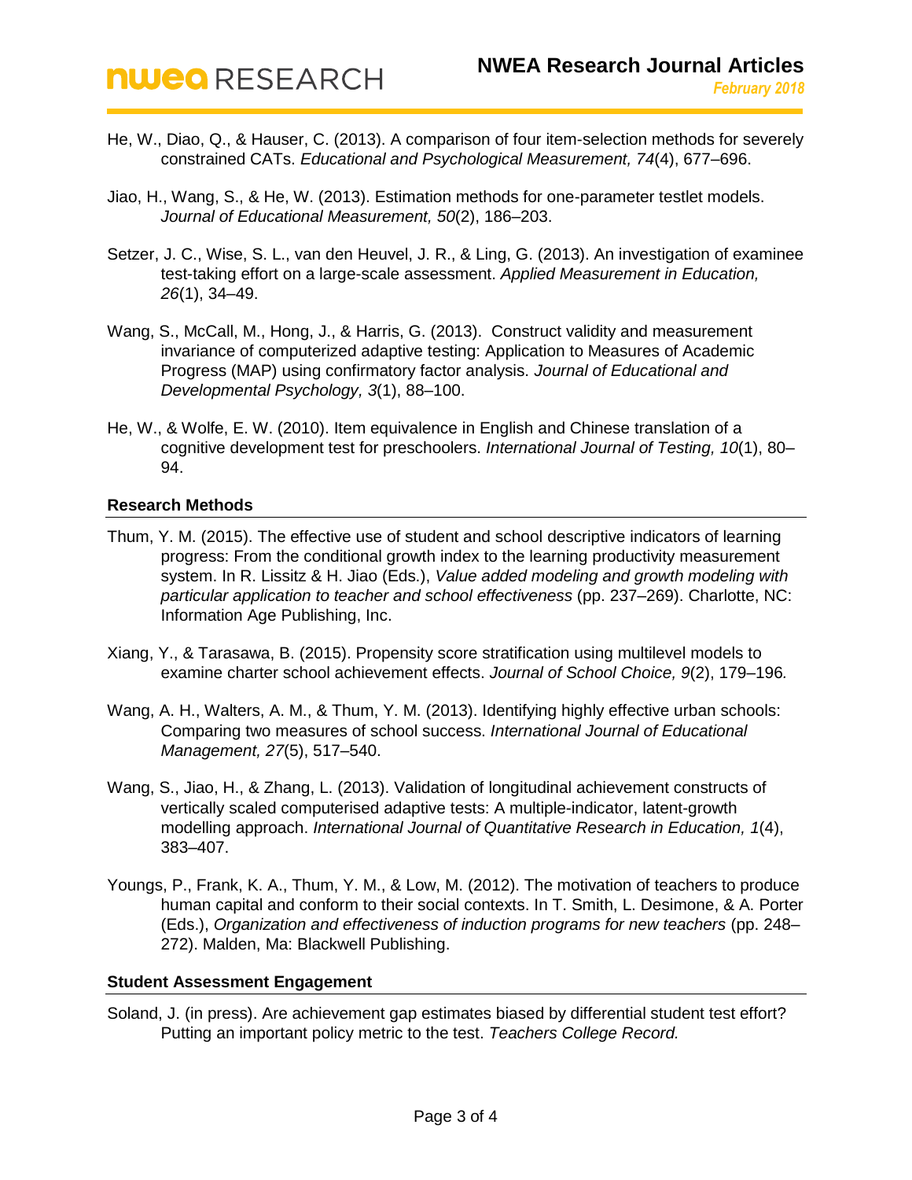He, W., Diao, Q., & Hauser, C. (2013). A comparison of four item-selection methods for severely constrained CATs. *Educational and Psychological Measurement, 74*(4), 677–696.

Jiao, H., Wang, S., & He, W. (2013). Estimation methods for one-parameter testlet models. *Journal of Educational Measurement, 50*(2), 186–203.

Setzer, J. C., Wise, S. L., van den Heuvel, J. R., & Ling, G. (2013). An investigation of examinee test-taking effort on a large-scale assessment. *Applied Measurement in Education, 26*(1), 34–49.

Wang, S., McCall, M., Hong, J., & Harris, G. (2013). Construct validity and measurement invariance of computerized adaptive testing: Application to Measures of Academic Progress (MAP) using confirmatory factor analysis. *Journal of Educational and Developmental Psychology, 3*(1), 88–100.

He, W., & Wolfe, E. W. (2010). Item equivalence in English and Chinese translation of a cognitive development test for preschoolers. *International Journal of Testing, 10*(1), 80–94.

## Research Methods

Thum, Y. M. (2015). The effective use of student and school descriptive indicators of learning progress: From the conditional growth index to the learning productivity measurement system. In R. Lissitz & H. Jiao (Eds.), *Value added modeling and growth modeling with particular application to teacher and school effectiveness* (pp. 237–269). Charlotte, NC: Information Age Publishing, Inc.

Xiang, Y., & Tarasawa, B. (2015). Propensity score stratification using multilevel models to examine charter school achievement effects. *Journal of School Choice, 9*(2), 179–196*.*

Wang, A. H., Walters, A. M., & Thum, Y. M. (2013). Identifying highly effective urban schools: Comparing two measures of school success. *International Journal of Educational Management, 27*(5), 517–540.

Wang, S., Jiao, H., & Zhang, L. (2013). Validation of longitudinal achievement constructs of vertically scaled computerised adaptive tests: A multiple-indicator, latent-growth modelling approach. *International Journal of Quantitative Research in Education, 1*(4), 383–407.

Youngs, P., Frank, K. A., Thum, Y. M., & Low, M. (2012). The motivation of teachers to produce human capital and conform to their social contexts. In T. Smith, L. Desimone, & A. Porter (Eds.), *Organization and effectiveness of induction programs for new teachers* (pp. 248–272). Malden, Ma: Blackwell Publishing.

## Student Assessment Engagement

Soland, J. (in press). Are achievement gap estimates biased by differential student test effort? Putting an important policy metric to the test. *Teachers College Record.*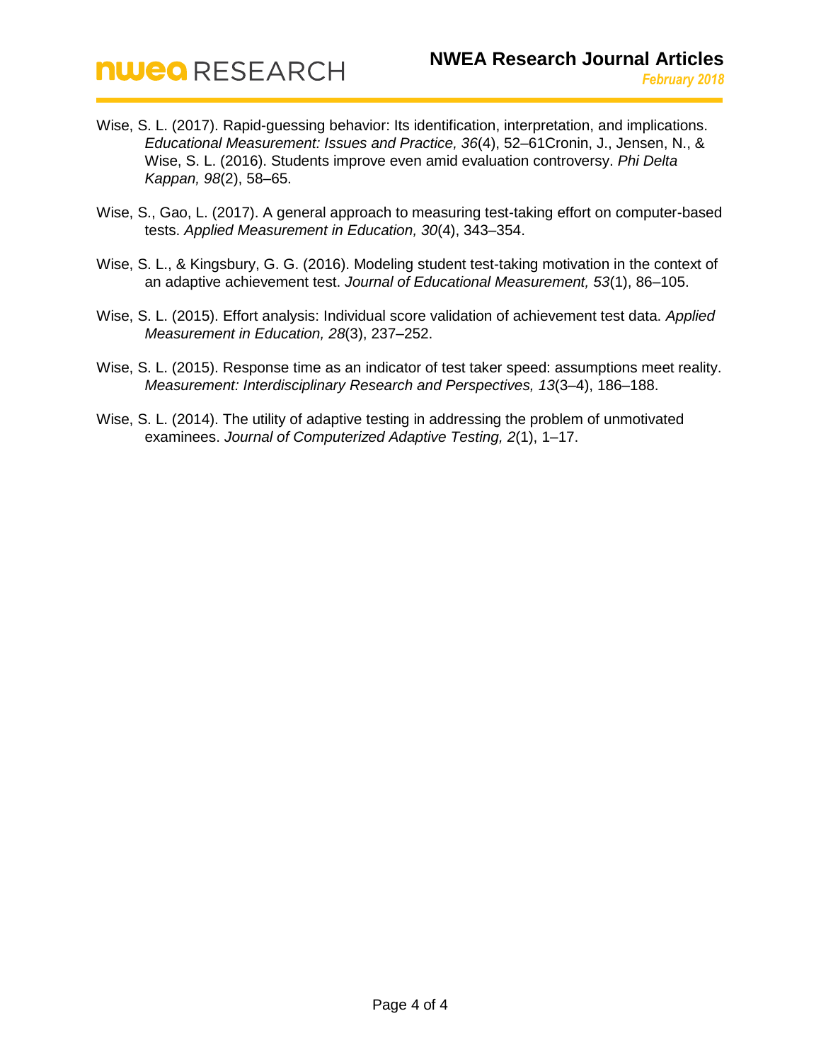Wise, S. L. (2017). Rapid-guessing behavior: Its identification, interpretation, and implications. *Educational Measurement: Issues and Practice, 36*(4), 52–61Cronin, J., Jensen, N., & Wise, S. L. (2016). Students improve even amid evaluation controversy. *Phi Delta Kappan, 98*(2), 58–65.

Wise, S., Gao, L. (2017). A general approach to measuring test-taking effort on computer-based tests. *Applied Measurement in Education, 30*(4), 343–354.

Wise, S. L., & Kingsbury, G. G. (2016). Modeling student test-taking motivation in the context of an adaptive achievement test. *Journal of Educational Measurement, 53*(1), 86–105.

Wise, S. L. (2015). Effort analysis: Individual score validation of achievement test data. *Applied Measurement in Education, 28*(3), 237–252.

Wise, S. L. (2015). Response time as an indicator of test taker speed: assumptions meet reality. *Measurement: Interdisciplinary Research and Perspectives, 13*(3–4), 186–188.

Wise, S. L. (2014). The utility of adaptive testing in addressing the problem of unmotivated examinees. *Journal of Computerized Adaptive Testing, 2*(1), 1–17.